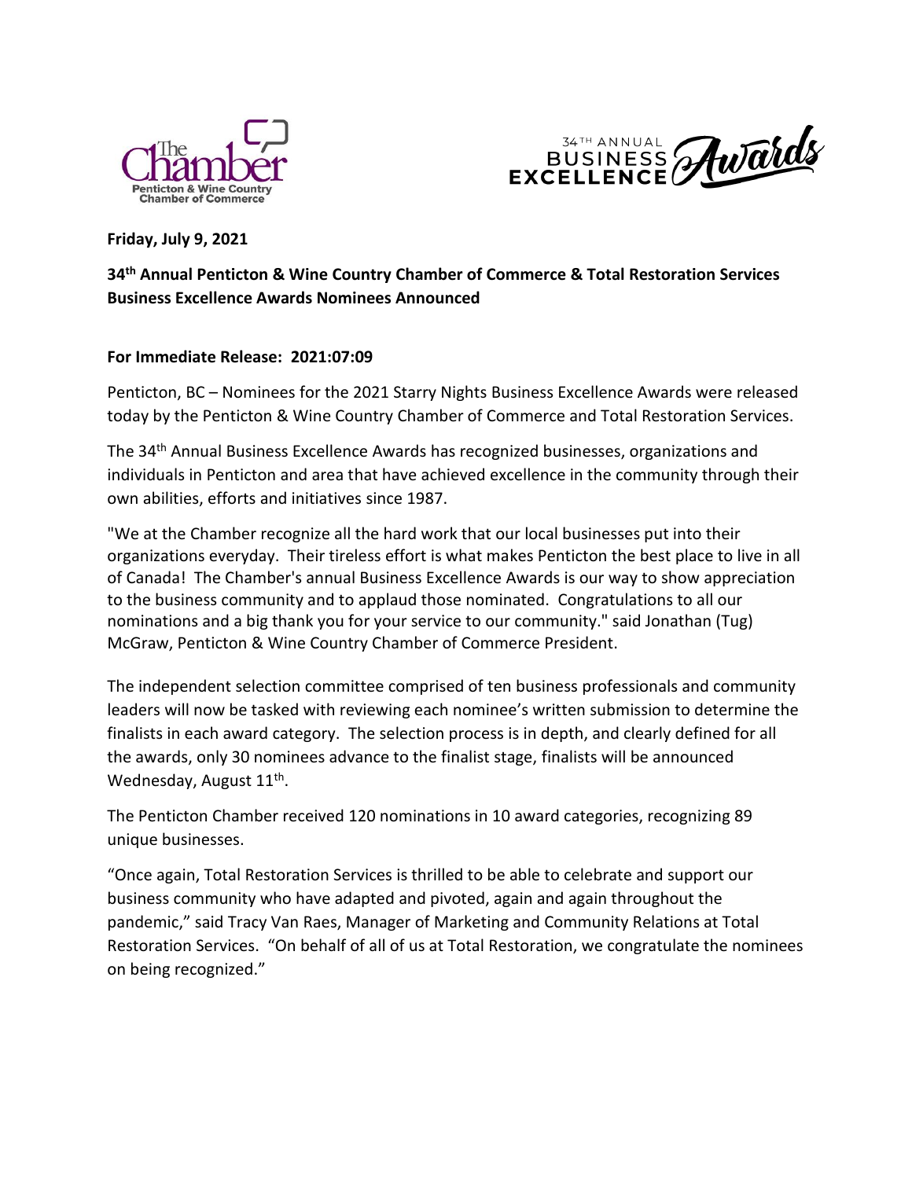**Friday, July 9, 2021**

**34th Annual Penticton & Wine Country Chamber of Commerce & Total Restoration Services Business Excellence Awards Nominees Announced**

**For Immediate Release: 2021:07:09**

Penticton, BC – Nominees for the 2021 Starry Nights Business Excellence Awards were released today by the Penticton & Wine Country Chamber of Commerce and Total Restoration Services.

The 34th Annual Business Excellence Awards has recognized businesses, organizations and individuals in Penticton and area that have achieved excellence in the community through their own abilities, efforts and initiatives since 1987.

"We at the Chamber recognize all the hard work that our local businesses put into their organizations everyday. Their tireless effort is what makes Penticton the best place to live in all of Canada! The Chamber's annual Business Excellence Awards is our way to show appreciation to the business community and to applaud those nominated. Congratulations to all our nominations and a big thank you for your service to our community." said Jonathan (Tug) McGraw, Penticton & Wine Country Chamber of Commerce President.

The independent selection committee comprised of ten business professionals and community leaders will now be tasked with reviewing each nominee's written submission to determine the finalists in each award category. The selection process is in depth, and clearly defined for all the awards, only 30 nominees advance to the finalist stage, finalists will be announced Wednesday, August 11th.

The Penticton Chamber received 120 nominations in 10 award categories, recognizing 89 unique businesses.

"Once again, Total Restoration Services is thrilled to be able to celebrate and support our business community who have adapted and pivoted, again and again throughout the pandemic," said Tracy Van Raes, Manager of Marketing and Community Relations at Total Restoration Services. "On behalf of all of us at Total Restoration, we congratulate the nominees on being recognized."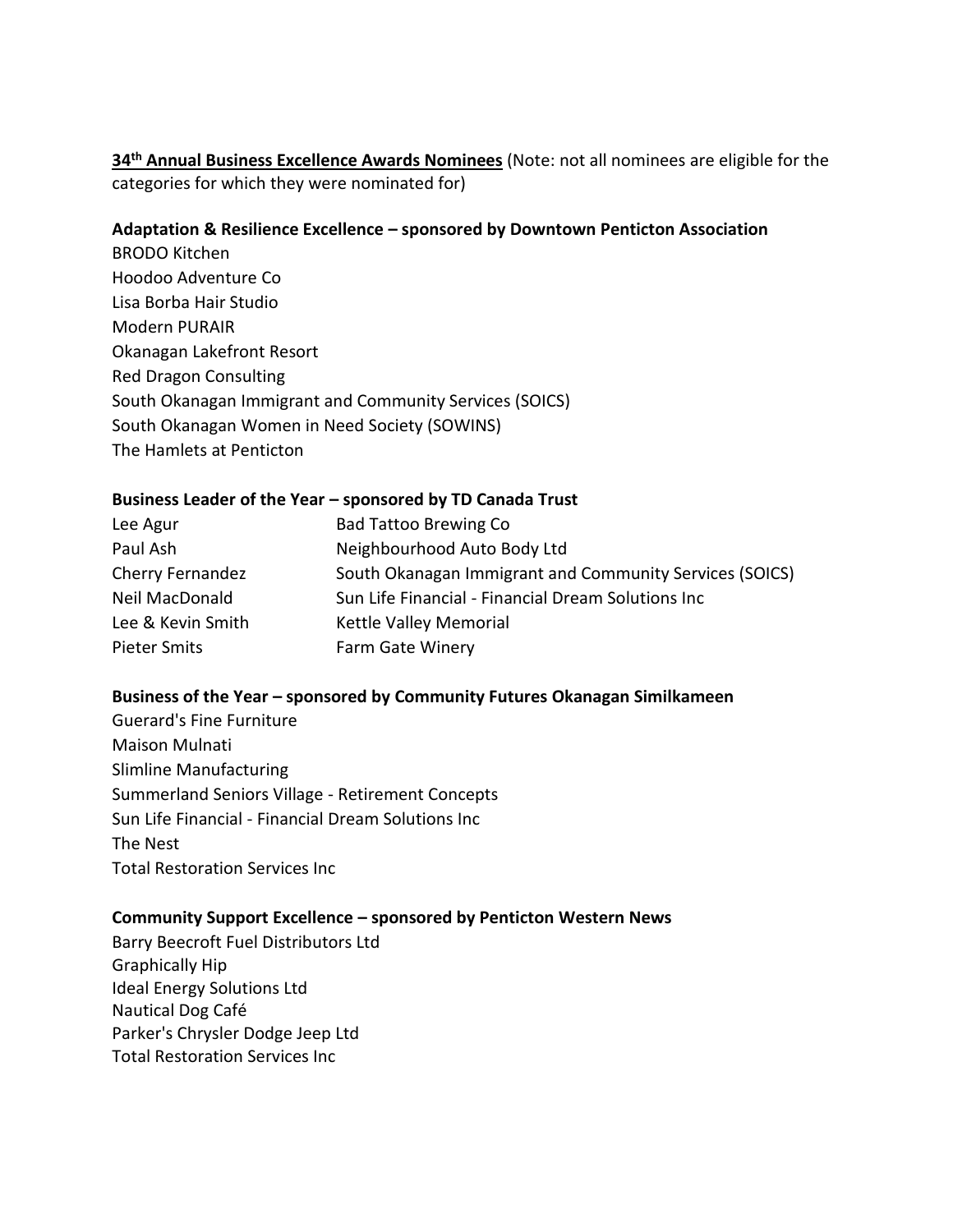**34th Annual Business Excellence Awards Nominees** (Note: not all nominees are eligible for the categories for which they were nominated for)

**Adaptation & Resilience Excellence – sponsored by Downtown Penticton Association**

BRODO Kitchen
Hoodoo Adventure Co
Lisa Borba Hair Studio
Modern PURAIR
Okanagan Lakefront Resort
Red Dragon Consulting
South Okanagan Immigrant and Community Services (SOICS)
South Okanagan Women in Need Society (SOWINS)
The Hamlets at Penticton

**Business Leader of the Year – sponsored by TD Canada Trust**

| | |
|---|---|
| Lee Agur | Bad Tattoo Brewing Co |
| Paul Ash | Neighbourhood Auto Body Ltd |
| Cherry Fernandez | South Okanagan Immigrant and Community Services (SOICS) |
| Neil MacDonald | Sun Life Financial - Financial Dream Solutions Inc |
| Lee & Kevin Smith | Kettle Valley Memorial |
| Pieter Smits | Farm Gate Winery |

**Business of the Year – sponsored by Community Futures Okanagan Similkameen**

Guerard's Fine Furniture
Maison Mulnati
Slimline Manufacturing
Summerland Seniors Village - Retirement Concepts
Sun Life Financial - Financial Dream Solutions Inc
The Nest
Total Restoration Services Inc

**Community Support Excellence – sponsored by Penticton Western News**

Barry Beecroft Fuel Distributors Ltd
Graphically Hip
Ideal Energy Solutions Ltd
Nautical Dog Café
Parker's Chrysler Dodge Jeep Ltd
Total Restoration Services Inc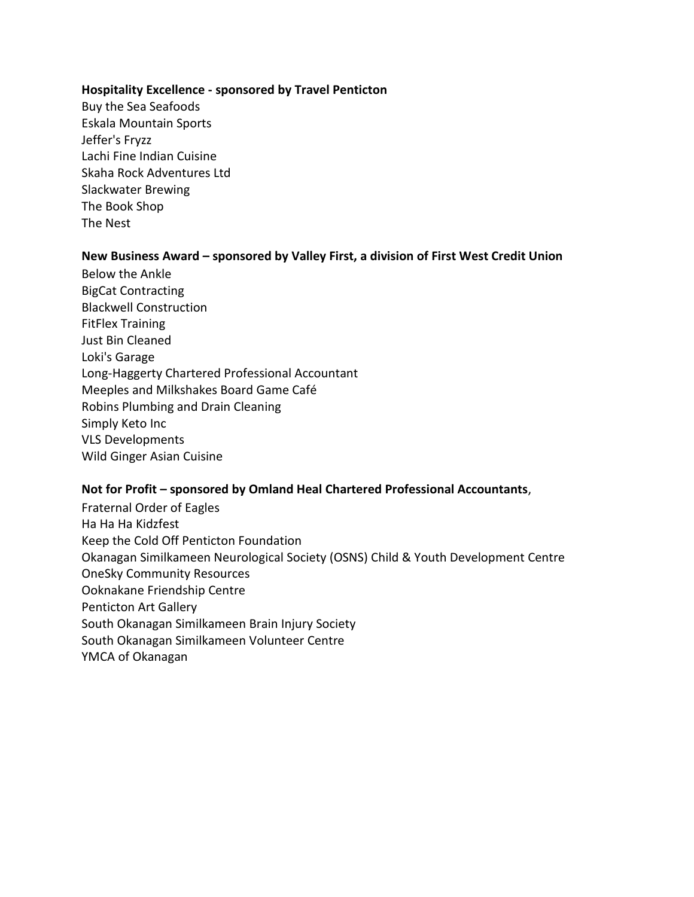**Hospitality Excellence - sponsored by Travel Penticton**

Buy the Sea Seafoods
Eskala Mountain Sports
Jeffer's Fryzz
Lachi Fine Indian Cuisine
Skaha Rock Adventures Ltd
Slackwater Brewing
The Book Shop
The Nest

**New Business Award – sponsored by Valley First, a division of First West Credit Union**

Below the Ankle
BigCat Contracting
Blackwell Construction
FitFlex Training
Just Bin Cleaned
Loki's Garage
Long-Haggerty Chartered Professional Accountant
Meeples and Milkshakes Board Game Café
Robins Plumbing and Drain Cleaning
Simply Keto Inc
VLS Developments
Wild Ginger Asian Cuisine

**Not for Profit – sponsored by Omland Heal Chartered Professional Accountants**,

Fraternal Order of Eagles
Ha Ha Ha Kidzfest
Keep the Cold Off Penticton Foundation
Okanagan Similkameen Neurological Society (OSNS) Child & Youth Development Centre
OneSky Community Resources
Ooknakane Friendship Centre
Penticton Art Gallery
South Okanagan Similkameen Brain Injury Society
South Okanagan Similkameen Volunteer Centre
YMCA of Okanagan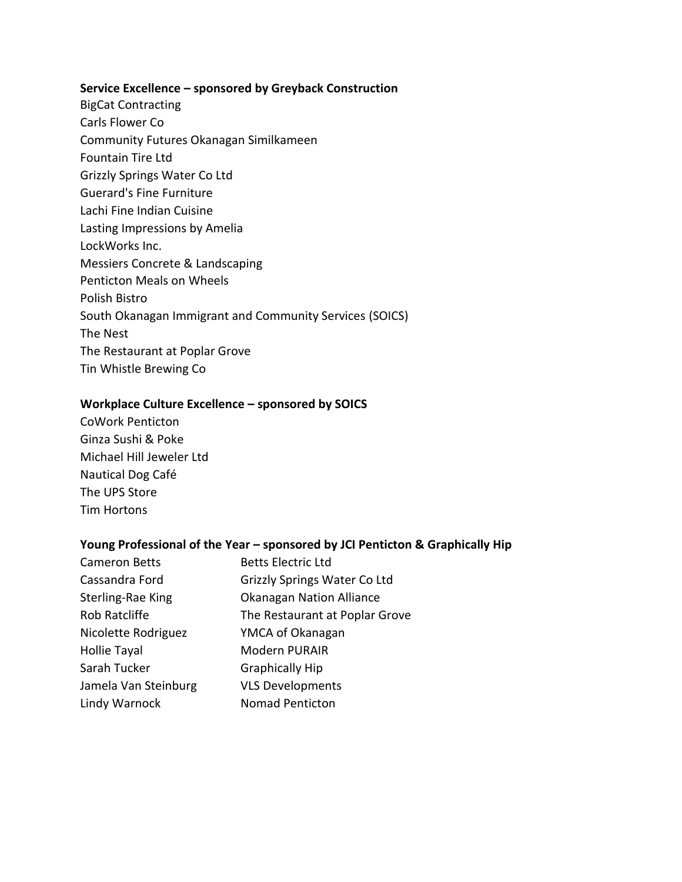**Service Excellence – sponsored by Greyback Construction**

BigCat Contracting
Carls Flower Co
Community Futures Okanagan Similkameen
Fountain Tire Ltd
Grizzly Springs Water Co Ltd
Guerard's Fine Furniture
Lachi Fine Indian Cuisine
Lasting Impressions by Amelia
LockWorks Inc.
Messiers Concrete & Landscaping
Penticton Meals on Wheels
Polish Bistro
South Okanagan Immigrant and Community Services (SOICS)
The Nest
The Restaurant at Poplar Grove
Tin Whistle Brewing Co

**Workplace Culture Excellence – sponsored by SOICS**

CoWork Penticton
Ginza Sushi & Poke
Michael Hill Jeweler Ltd
Nautical Dog Café
The UPS Store
Tim Hortons

**Young Professional of the Year – sponsored by JCI Penticton & Graphically Hip**

| | |
|---|---|
| Cameron Betts | Betts Electric Ltd |
| Cassandra Ford | Grizzly Springs Water Co Ltd |
| Sterling-Rae King | Okanagan Nation Alliance |
| Rob Ratcliffe | The Restaurant at Poplar Grove |
| Nicolette Rodriguez | YMCA of Okanagan |
| Hollie Tayal | Modern PURAIR |
| Sarah Tucker | Graphically Hip |
| Jamela Van Steinburg | VLS Developments |
| Lindy Warnock | Nomad Penticton |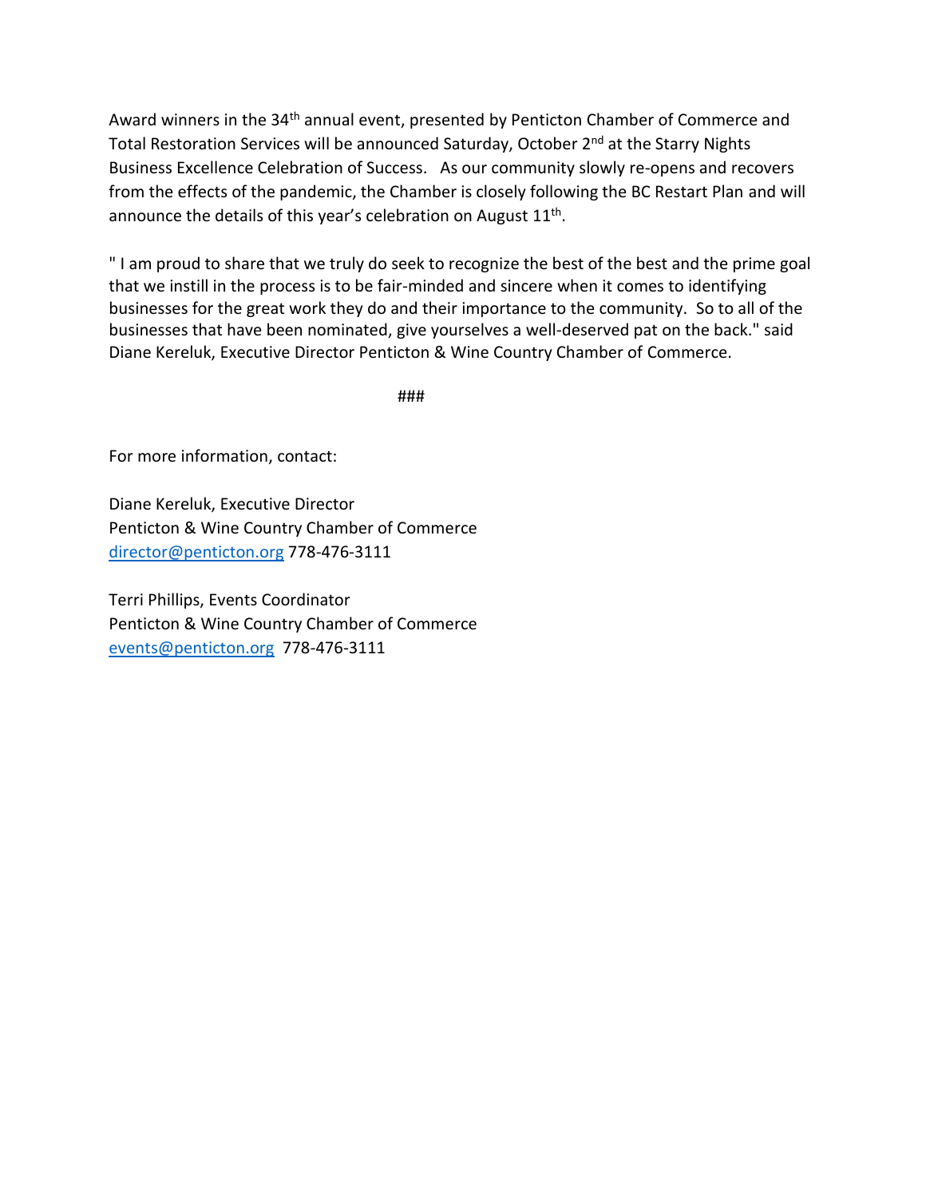Award winners in the 34th annual event, presented by Penticton Chamber of Commerce and Total Restoration Services will be announced Saturday, October 2nd at the Starry Nights Business Excellence Celebration of Success. As our community slowly re-opens and recovers from the effects of the pandemic, the Chamber is closely following the BC Restart Plan and will announce the details of this year's celebration on August 11th.

" I am proud to share that we truly do seek to recognize the best of the best and the prime goal that we instill in the process is to be fair-minded and sincere when it comes to identifying businesses for the great work they do and their importance to the community. So to all of the businesses that have been nominated, give yourselves a well-deserved pat on the back." said Diane Kereluk, Executive Director Penticton & Wine Country Chamber of Commerce.

###

For more information, contact:

Diane Kereluk, Executive Director
Penticton & Wine Country Chamber of Commerce
director@penticton.org 778-476-3111

Terri Phillips, Events Coordinator
Penticton & Wine Country Chamber of Commerce
events@penticton.org 778-476-3111